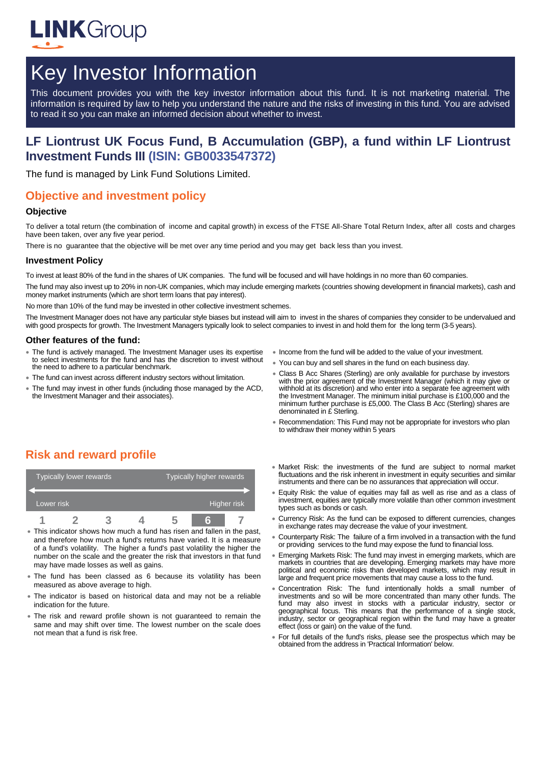LINK Group

# Key Investor Information

This document provides you with the key investor information about this fund. It is not marketing material. The information is required by law to help you understand the nature and the risks of investing in this fund. You are advised to read it so you can make an informed decision about whether to invest.

## LF Liontrust UK Focus Fund, B Accumulation (GBP), a fund within LF Liontrust Investment Funds III (ISIN: GB0033547372)

The fund is managed by Link Fund Solutions Limited.

## Objective and investment policy

### Objective

To deliver a total return (the combination of income and capital growth) in excess of the FTSE All-Share Total Return Index, after all costs and charges have been taken, over any five year period.

There is no guarantee that the objective will be met over any time period and you may get back less than you invest.

### Investment Policy

To invest at least 80% of the fund in the shares of UK companies. The fund will be focused and will have holdings in no more than 60 companies.

The fund may also invest up to 20% in non-UK companies, which may include emerging markets (countries showing development in financial markets), cash and money market instruments (which are short term loans that pay interest).

No more than 10% of the fund may be invested in other collective investment schemes.

The Investment Manager does not have any particular style biases but instead will aim to invest in the shares of companies they consider to be undervalued and with good prospects for growth. The Investment Managers typically look to select companies to invest in and hold them for the long term (3-5 years).

### Other features of the fund:

- The fund is actively managed. The Investment Manager uses its expertise to select investments for the fund and has the discretion to invest without the need to adhere to a particular benchmark.
- The fund can invest across different industry sectors without limitation.
- The fund may invest in other funds (including those managed by the ACD, the Investment Manager and their associates).
- Income from the fund will be added to the value of your investment.
- You can buy and sell shares in the fund on each business day.
- Class B Acc Shares (Sterling) are only available for purchase by investors with the prior agreement of the Investment Manager (which it may give or withhold at its discretion) and who enter into a separate fee agreement with the Investment Manager. The minimum initial purchase is £100,000 and the minimum further purchase is £5,000. The Class B Acc (Sterling) shares are denominated in £ Sterling.
- Recommendation: This Fund may not be appropriate for investors who plan to withdraw their money within 5 years

## Risk and reward profile

| Typically lower rewards | | | | | | Typically higher rewards |
|---|---|---|---|---|---|---|
| Lower risk | | | | | | Higher risk |
| 1 | 2 | 3 | 4 | 5 | **6** | 7 |

- This indicator shows how much a fund has risen and fallen in the past, and therefore how much a fund's returns have varied. It is a measure of a fund's volatility. The higher a fund's past volatility the higher the number on the scale and the greater the risk that investors in that fund may have made losses as well as gains.
- The fund has been classed as 6 because its volatility has been measured as above average to high.
- The indicator is based on historical data and may not be a reliable indication for the future.
- The risk and reward profile shown is not guaranteed to remain the same and may shift over time. The lowest number on the scale does not mean that a fund is risk free.
- Market Risk: the investments of the fund are subject to normal market fluctuations and the risk inherent in investment in equity securities and similar instruments and there can be no assurances that appreciation will occur.
- Equity Risk: the value of equities may fall as well as rise and as a class of investment, equities are typically more volatile than other common investment types such as bonds or cash.
- Currency Risk: As the fund can be exposed to different currencies, changes in exchange rates may decrease the value of your investment.
- Counterparty Risk: The failure of a firm involved in a transaction with the fund or providing services to the fund may expose the fund to financial loss.
- Emerging Markets Risk: The fund may invest in emerging markets, which are markets in countries that are developing. Emerging markets may have more political and economic risks than developed markets, which may result in large and frequent price movements that may cause a loss to the fund.
- Concentration Risk: The fund intentionally holds a small number of investments and so will be more concentrated than many other funds. The fund may also invest in stocks with a particular industry, sector or geographical focus. This means that the performance of a single stock, industry, sector or geographical region within the fund may have a greater effect (loss or gain) on the value of the fund.
- For full details of the fund's risks, please see the prospectus which may be obtained from the address in 'Practical Information' below.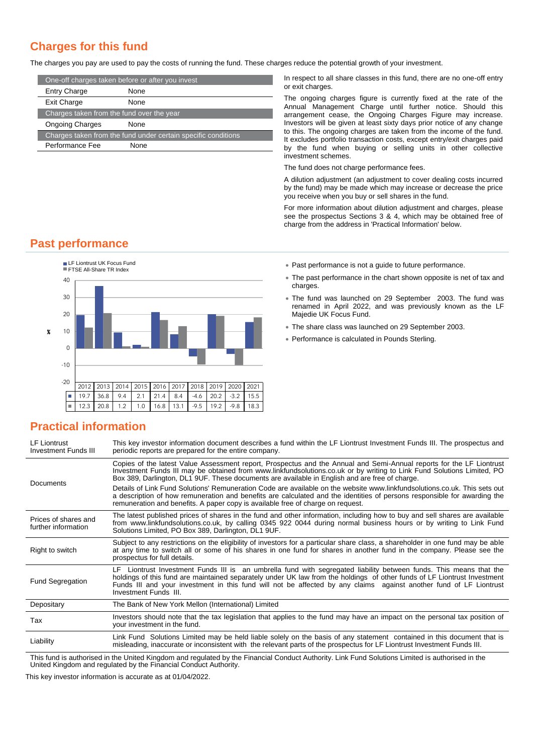## Charges for this fund

The charges you pay are used to pay the costs of running the fund. These charges reduce the potential growth of your investment.

| One-off charges taken before or after you invest | |
|---|---|
| Entry Charge | None |
| Exit Charge | None |
| **Charges taken from the fund over the year** | |
| Ongoing Charges | None |
| **Charges taken from the fund under certain specific conditions** | |
| Performance Fee | None |

In respect to all share classes in this fund, there are no one-off entry or exit charges.

The ongoing charges figure is currently fixed at the rate of the Annual Management Charge until further notice. Should this arrangement cease, the Ongoing Charges Figure may increase. Investors will be given at least sixty days prior notice of any change to this. The ongoing charges are taken from the income of the fund. It excludes portfolio transaction costs, except entry/exit charges paid by the fund when buying or selling units in other collective investment schemes.

The fund does not charge performance fees.

A dilution adjustment (an adjustment to cover dealing costs incurred by the fund) may be made which may increase or decrease the price you receive when you buy or sell shares in the fund.

For more information about dilution adjustment and charges, please see the prospectus Sections 3 & 4, which may be obtained free of charge from the address in 'Practical Information' below.

## Past performance

LF Liontrust UK Focus Fund
FTSE All-Share TR Index

40
30
20
10
%
0
-10
-20

| | 2012 | 2013 | 2014 | 2015 | 2016 | 2017 | 2018 | 2019 | 2020 | 2021 |
|---|---|---|---|---|---|---|---|---|---|---|
| ■ | 19.7 | 36.8 | 9.4 | 2.1 | 21.4 | 8.4 | -4.6 | 20.2 | -3.2 | 15.5 |
| ■ | 12.3 | 20.8 | 1.2 | 1.0 | 16.8 | 13.1 | -9.5 | 19.2 | -9.8 | 18.3 |

- Past performance is not a guide to future performance.
- The past performance in the chart shown opposite is net of tax and charges.
- The fund was launched on 29 September 2003. The fund was renamed in April 2022, and was previously known as the LF Majedie UK Focus Fund.
- The share class was launched on 29 September 2003.
- Performance is calculated in Pounds Sterling.

## Practical information

| | |
|---|---|
| LF Liontrust Investment Funds III | This key investor information document describes a fund within the LF Liontrust Investment Funds III. The prospectus and periodic reports are prepared for the entire company. |
| Documents | Copies of the latest Value Assessment report, Prospectus and the Annual and Semi-Annual reports for the LF Liontrust Investment Funds III may be obtained from www.linkfundsolutions.co.uk or by writing to Link Fund Solutions Limited, PO Box 389, Darlington, DL1 9UF. These documents are available in English and are free of charge. Details of Link Fund Solutions' Remuneration Code are available on the website www.linkfundsolutions.co.uk. This sets out a description of how remuneration and benefits are calculated and the identities of persons responsible for awarding the remuneration and benefits. A paper copy is available free of charge on request. |
| Prices of shares and further information | The latest published prices of shares in the fund and other information, including how to buy and sell shares are available from www.linkfundsolutions.co.uk, by calling 0345 922 0044 during normal business hours or by writing to Link Fund Solutions Limited, PO Box 389, Darlington, DL1 9UF. |
| Right to switch | Subject to any restrictions on the eligibility of investors for a particular share class, a shareholder in one fund may be able at any time to switch all or some of his shares in one fund for shares in another fund in the company. Please see the prospectus for full details. |
| Fund Segregation | LF Liontrust Investment Funds III is an umbrella fund with segregated liability between funds. This means that the holdings of this fund are maintained separately under UK law from the holdings of other funds of LF Liontrust Investment Funds III and your investment in this fund will not be affected by any claims against another fund of LF Liontrust Investment Funds III. |
| Depositary | The Bank of New York Mellon (International) Limited |
| Tax | Investors should note that the tax legislation that applies to the fund may have an impact on the personal tax position of your investment in the fund. |
| Liability | Link Fund Solutions Limited may be held liable solely on the basis of any statement contained in this document that is misleading, inaccurate or inconsistent with the relevant parts of the prospectus for LF Liontrust Investment Funds III. |

This fund is authorised in the United Kingdom and regulated by the Financial Conduct Authority. Link Fund Solutions Limited is authorised in the United Kingdom and regulated by the Financial Conduct Authority.

This key investor information is accurate as at 01/04/2022.